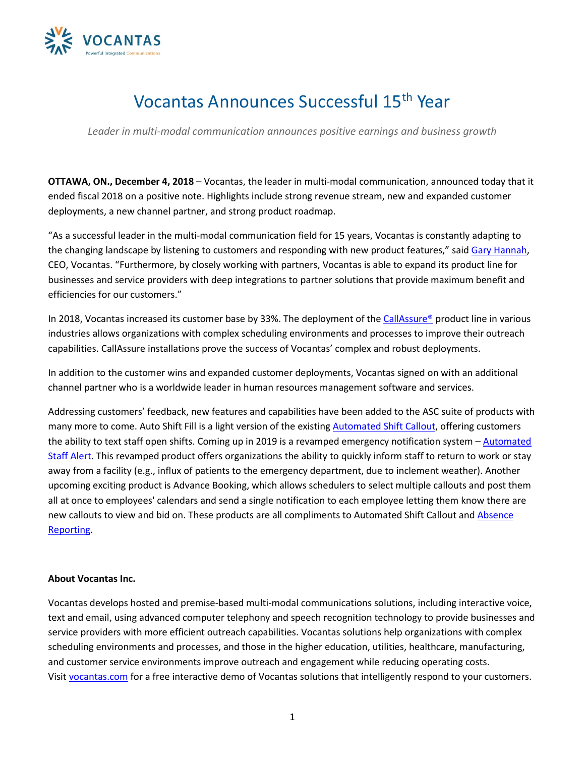# Vocantas Announces Successful 15th Year

*Leader in multi-modal communication announces positive earnings and business growth*

**OTTAWA, ON., December 4, 2018** – Vocantas, the leader in multi-modal communication, announced today that it ended fiscal 2018 on a positive note. Highlights include strong revenue stream, new and expanded customer deployments, a new channel partner, and strong product roadmap.

"As a successful leader in the multi-modal communication field for 15 years, Vocantas is constantly adapting to the changing landscape by listening to customers and responding with new product features," said Gary Hannah, CEO, Vocantas. "Furthermore, by closely working with partners, Vocantas is able to expand its product line for businesses and service providers with deep integrations to partner solutions that provide maximum benefit and efficiencies for our customers."

In 2018, Vocantas increased its customer base by 33%. The deployment of the CallAssure® product line in various industries allows organizations with complex scheduling environments and processes to improve their outreach capabilities. CallAssure installations prove the success of Vocantas' complex and robust deployments.

In addition to the customer wins and expanded customer deployments, Vocantas signed on with an additional channel partner who is a worldwide leader in human resources management software and services.

Addressing customers' feedback, new features and capabilities have been added to the ASC suite of products with many more to come. Auto Shift Fill is a light version of the existing Automated Shift Callout, offering customers the ability to text staff open shifts. Coming up in 2019 is a revamped emergency notification system – Automated Staff Alert. This revamped product offers organizations the ability to quickly inform staff to return to work or stay away from a facility (e.g., influx of patients to the emergency department, due to inclement weather). Another upcoming exciting product is Advance Booking, which allows schedulers to select multiple callouts and post them all at once to employees' calendars and send a single notification to each employee letting them know there are new callouts to view and bid on. These products are all compliments to Automated Shift Callout and Absence Reporting.

**About Vocantas Inc.**

Vocantas develops hosted and premise-based multi-modal communications solutions, including interactive voice, text and email, using advanced computer telephony and speech recognition technology to provide businesses and service providers with more efficient outreach capabilities. Vocantas solutions help organizations with complex scheduling environments and processes, and those in the higher education, utilities, healthcare, manufacturing, and customer service environments improve outreach and engagement while reducing operating costs. Visit vocantas.com for a free interactive demo of Vocantas solutions that intelligently respond to your customers.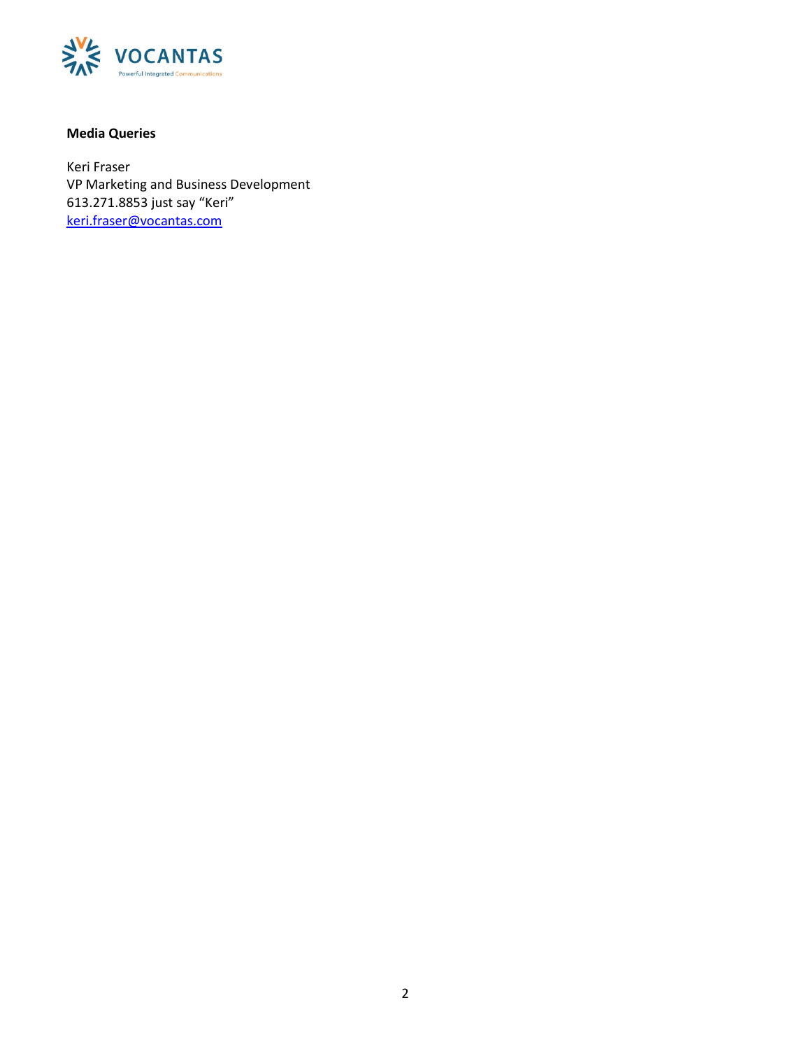**Media Queries**

Keri Fraser
VP Marketing and Business Development
613.271.8853 just say "Keri"
keri.fraser@vocantas.com